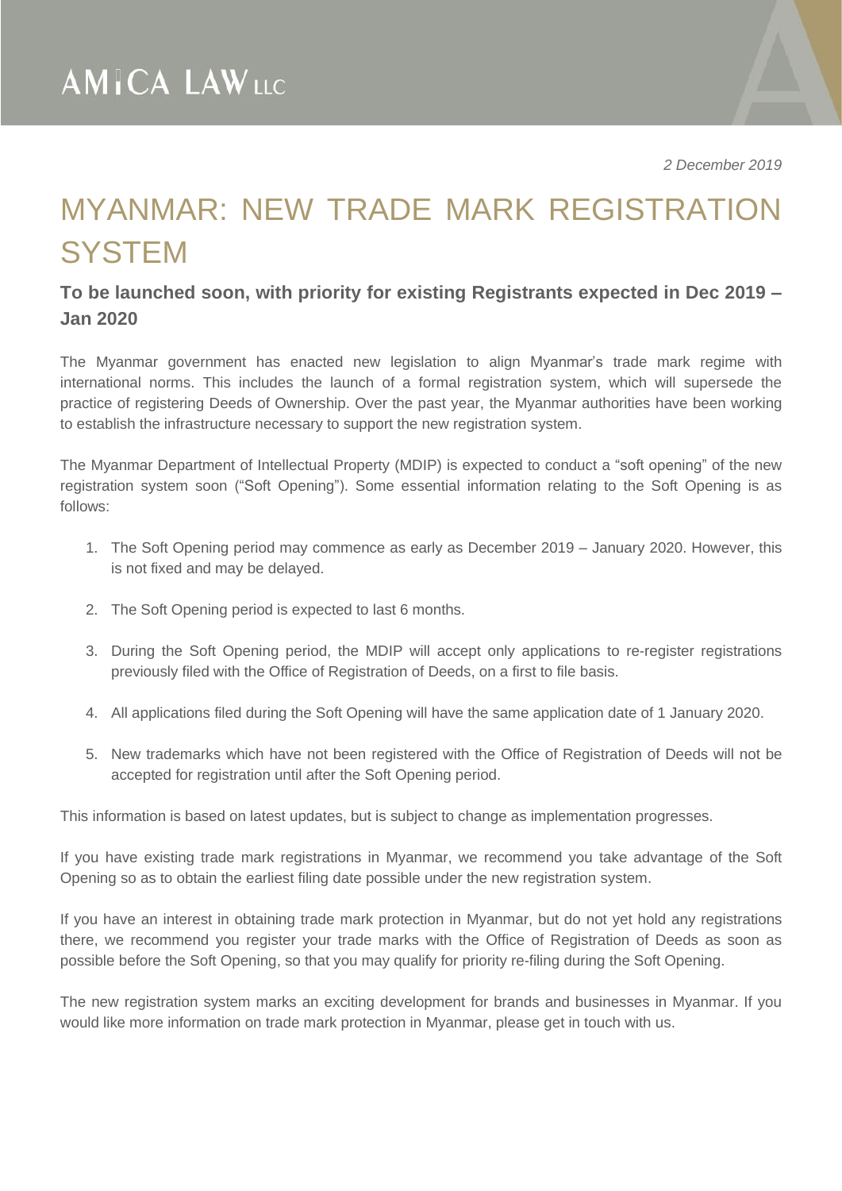*2 December 2019*

# MYANMAR: NEW TRADE MARK REGISTRATION SYSTEM

## To be launched soon, with priority for existing Registrants expected in Dec 2019 – Jan 2020

The Myanmar government has enacted new legislation to align Myanmar's trade mark regime with international norms. This includes the launch of a formal registration system, which will supersede the practice of registering Deeds of Ownership. Over the past year, the Myanmar authorities have been working to establish the infrastructure necessary to support the new registration system.

The Myanmar Department of Intellectual Property (MDIP) is expected to conduct a "soft opening" of the new registration system soon ("Soft Opening"). Some essential information relating to the Soft Opening is as follows:

1. The Soft Opening period may commence as early as December 2019 – January 2020. However, this is not fixed and may be delayed.
2. The Soft Opening period is expected to last 6 months.
3. During the Soft Opening period, the MDIP will accept only applications to re-register registrations previously filed with the Office of Registration of Deeds, on a first to file basis.
4. All applications filed during the Soft Opening will have the same application date of 1 January 2020.
5. New trademarks which have not been registered with the Office of Registration of Deeds will not be accepted for registration until after the Soft Opening period.

This information is based on latest updates, but is subject to change as implementation progresses.

If you have existing trade mark registrations in Myanmar, we recommend you take advantage of the Soft Opening so as to obtain the earliest filing date possible under the new registration system.

If you have an interest in obtaining trade mark protection in Myanmar, but do not yet hold any registrations there, we recommend you register your trade marks with the Office of Registration of Deeds as soon as possible before the Soft Opening, so that you may qualify for priority re-filing during the Soft Opening.

The new registration system marks an exciting development for brands and businesses in Myanmar. If you would like more information on trade mark protection in Myanmar, please get in touch with us.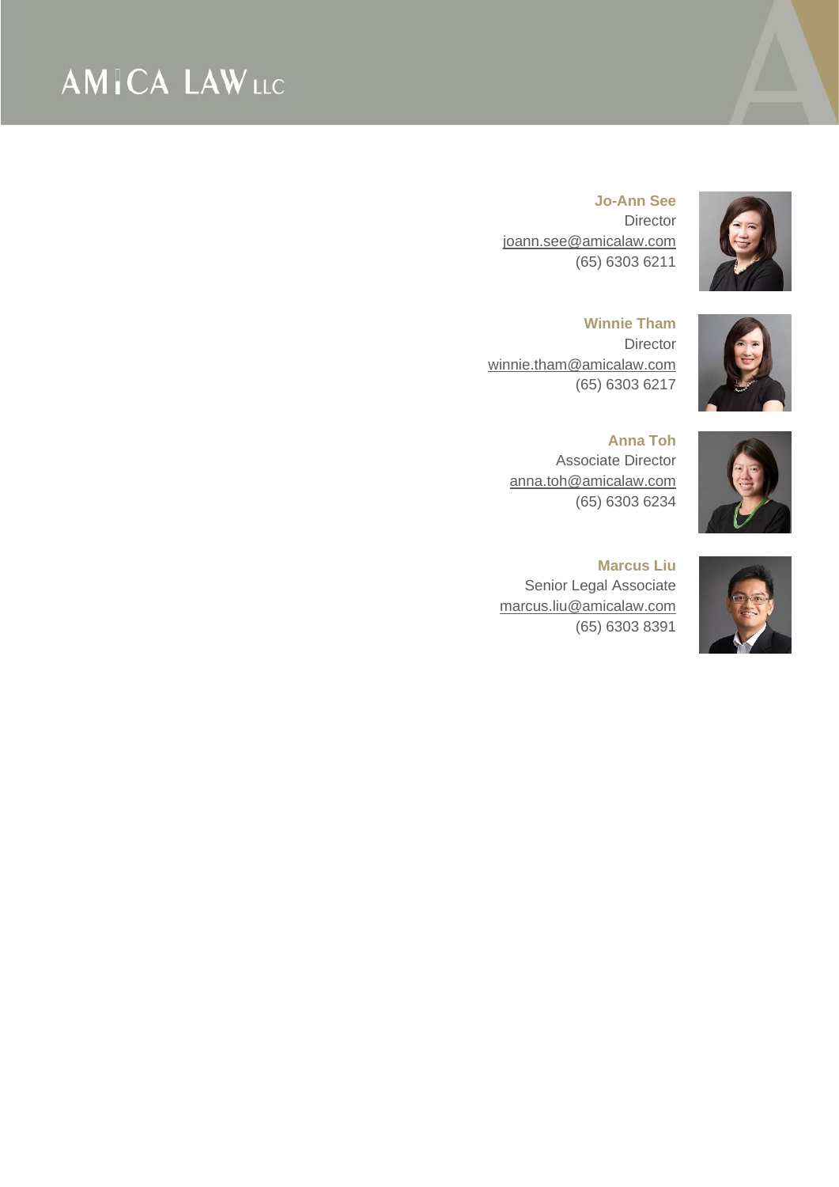**Jo-Ann See**
Director
joann.see@amicalaw.com
(65) 6303 6211

**Winnie Tham**
Director
winnie.tham@amicalaw.com
(65) 6303 6217

**Anna Toh**
Associate Director
anna.toh@amicalaw.com
(65) 6303 6234

**Marcus Liu**
Senior Legal Associate
marcus.liu@amicalaw.com
(65) 6303 8391